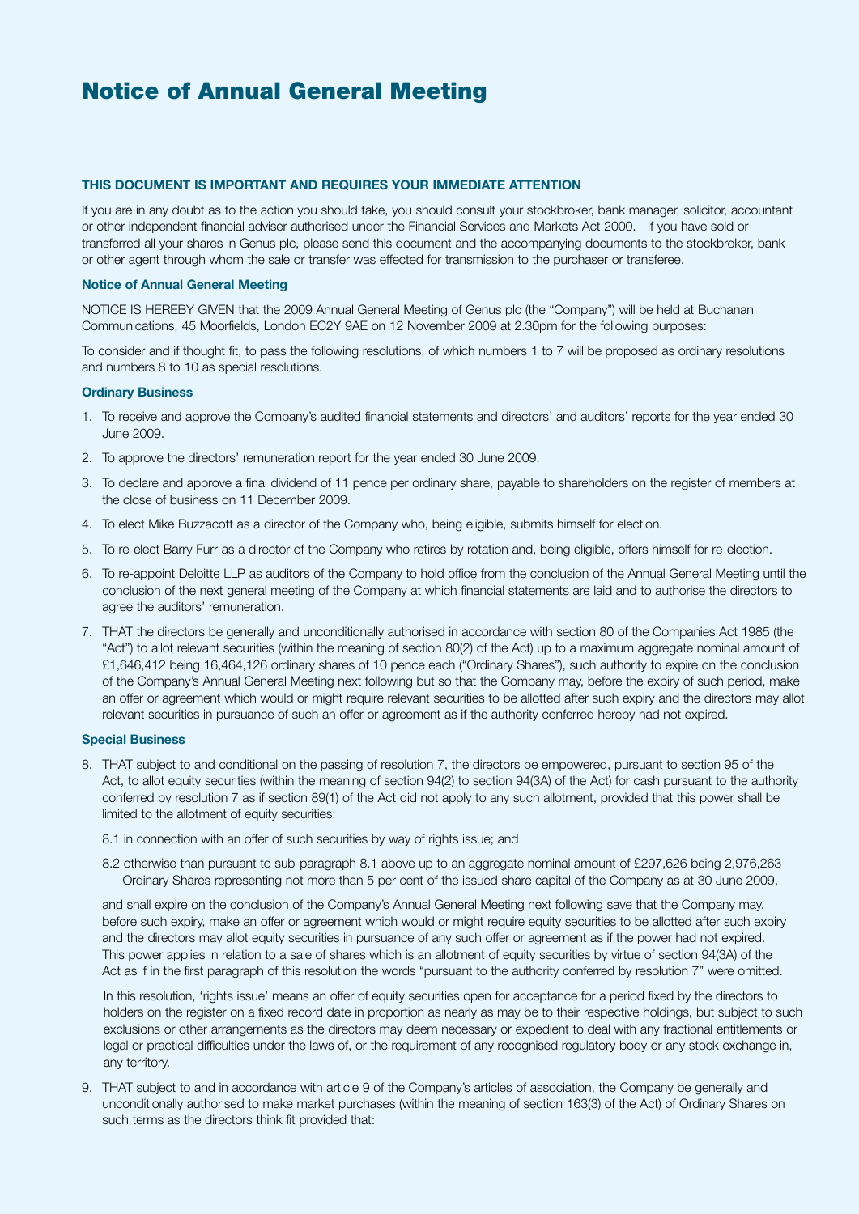# Notice of Annual General Meeting

**THIS DOCUMENT IS IMPORTANT AND REQUIRES YOUR IMMEDIATE ATTENTION**

If you are in any doubt as to the action you should take, you should consult your stockbroker, bank manager, solicitor, accountant or other independent financial adviser authorised under the Financial Services and Markets Act 2000. If you have sold or transferred all your shares in Genus plc, please send this document and the accompanying documents to the stockbroker, bank or other agent through whom the sale or transfer was effected for transmission to the purchaser or transferee.

**Notice of Annual General Meeting**

NOTICE IS HEREBY GIVEN that the 2009 Annual General Meeting of Genus plc (the "Company") will be held at Buchanan Communications, 45 Moorfields, London EC2Y 9AE on 12 November 2009 at 2.30pm for the following purposes:

To consider and if thought fit, to pass the following resolutions, of which numbers 1 to 7 will be proposed as ordinary resolutions and numbers 8 to 10 as special resolutions.

**Ordinary Business**

1. To receive and approve the Company's audited financial statements and directors' and auditors' reports for the year ended 30 June 2009.
2. To approve the directors' remuneration report for the year ended 30 June 2009.
3. To declare and approve a final dividend of 11 pence per ordinary share, payable to shareholders on the register of members at the close of business on 11 December 2009.
4. To elect Mike Buzzacott as a director of the Company who, being eligible, submits himself for election.
5. To re-elect Barry Furr as a director of the Company who retires by rotation and, being eligible, offers himself for re-election.
6. To re-appoint Deloitte LLP as auditors of the Company to hold office from the conclusion of the Annual General Meeting until the conclusion of the next general meeting of the Company at which financial statements are laid and to authorise the directors to agree the auditors' remuneration.
7. THAT the directors be generally and unconditionally authorised in accordance with section 80 of the Companies Act 1985 (the "Act") to allot relevant securities (within the meaning of section 80(2) of the Act) up to a maximum aggregate nominal amount of £1,646,412 being 16,464,126 ordinary shares of 10 pence each ("Ordinary Shares"), such authority to expire on the conclusion of the Company's Annual General Meeting next following but so that the Company may, before the expiry of such period, make an offer or agreement which would or might require relevant securities to be allotted after such expiry and the directors may allot relevant securities in pursuance of such an offer or agreement as if the authority conferred hereby had not expired.

**Special Business**

8. THAT subject to and conditional on the passing of resolution 7, the directors be empowered, pursuant to section 95 of the Act, to allot equity securities (within the meaning of section 94(2) to section 94(3A) of the Act) for cash pursuant to the authority conferred by resolution 7 as if section 89(1) of the Act did not apply to any such allotment, provided that this power shall be limited to the allotment of equity securities:

   8.1 in connection with an offer of such securities by way of rights issue; and

   8.2 otherwise than pursuant to sub-paragraph 8.1 above up to an aggregate nominal amount of £297,626 being 2,976,263 Ordinary Shares representing not more than 5 per cent of the issued share capital of the Company as at 30 June 2009,

   and shall expire on the conclusion of the Company's Annual General Meeting next following save that the Company may, before such expiry, make an offer or agreement which would or might require equity securities to be allotted after such expiry and the directors may allot equity securities in pursuance of any such offer or agreement as if the power had not expired. This power applies in relation to a sale of shares which is an allotment of equity securities by virtue of section 94(3A) of the Act as if in the first paragraph of this resolution the words "pursuant to the authority conferred by resolution 7" were omitted.

   In this resolution, 'rights issue' means an offer of equity securities open for acceptance for a period fixed by the directors to holders on the register on a fixed record date in proportion as nearly as may be to their respective holdings, but subject to such exclusions or other arrangements as the directors may deem necessary or expedient to deal with any fractional entitlements or legal or practical difficulties under the laws of, or the requirement of any recognised regulatory body or any stock exchange in, any territory.

9. THAT subject to and in accordance with article 9 of the Company's articles of association, the Company be generally and unconditionally authorised to make market purchases (within the meaning of section 163(3) of the Act) of Ordinary Shares on such terms as the directors think fit provided that: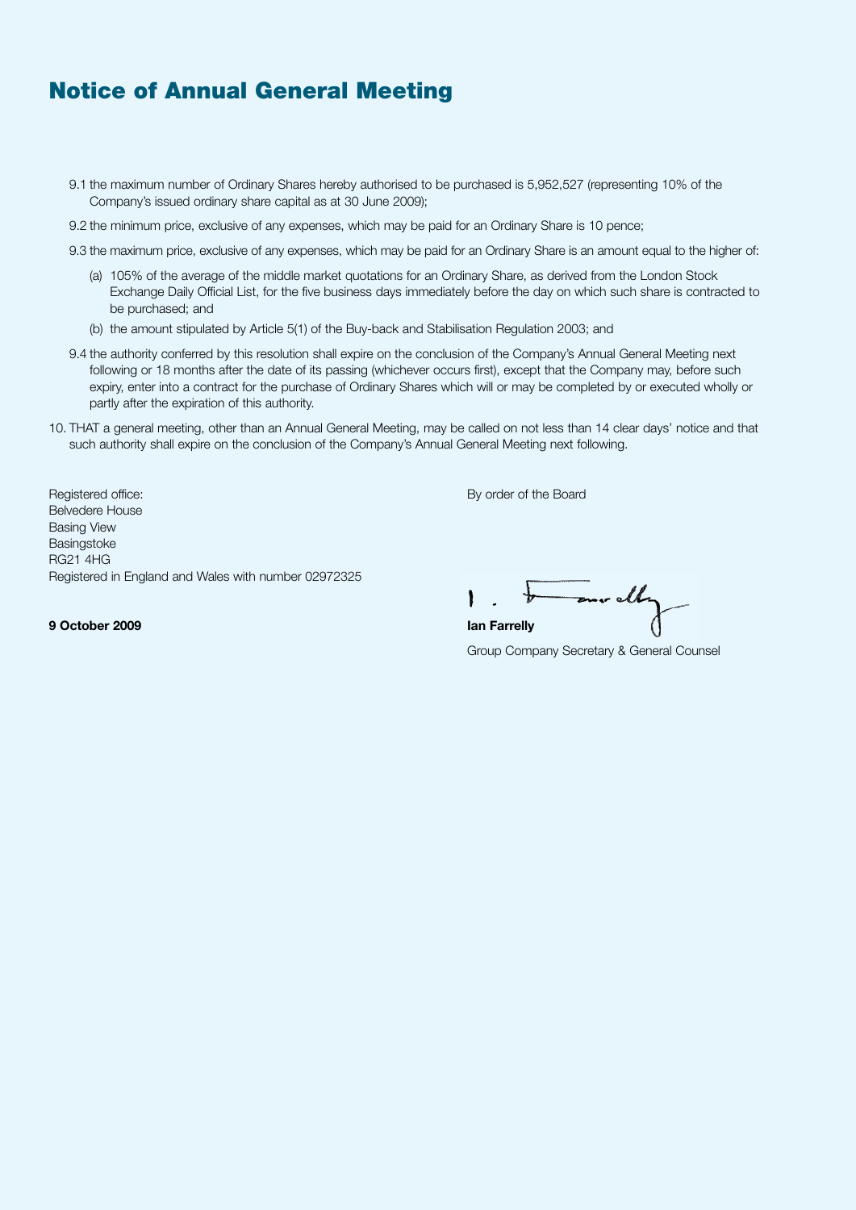# Notice of Annual General Meeting

9.1 the maximum number of Ordinary Shares hereby authorised to be purchased is 5,952,527 (representing 10% of the Company's issued ordinary share capital as at 30 June 2009);

9.2 the minimum price, exclusive of any expenses, which may be paid for an Ordinary Share is 10 pence;

9.3 the maximum price, exclusive of any expenses, which may be paid for an Ordinary Share is an amount equal to the higher of:

(a) 105% of the average of the middle market quotations for an Ordinary Share, as derived from the London Stock Exchange Daily Official List, for the five business days immediately before the day on which such share is contracted to be purchased; and

(b) the amount stipulated by Article 5(1) of the Buy-back and Stabilisation Regulation 2003; and

9.4 the authority conferred by this resolution shall expire on the conclusion of the Company's Annual General Meeting next following or 18 months after the date of its passing (whichever occurs first), except that the Company may, before such expiry, enter into a contract for the purchase of Ordinary Shares which will or may be completed by or executed wholly or partly after the expiration of this authority.

10. THAT a general meeting, other than an Annual General Meeting, may be called on not less than 14 clear days' notice and that such authority shall expire on the conclusion of the Company's Annual General Meeting next following.

Registered office:
Belvedere House
Basing View
Basingstoke
RG21 4HG
Registered in England and Wales with number 02972325

**9 October 2009**

By order of the Board

**Ian Farrelly**
Group Company Secretary & General Counsel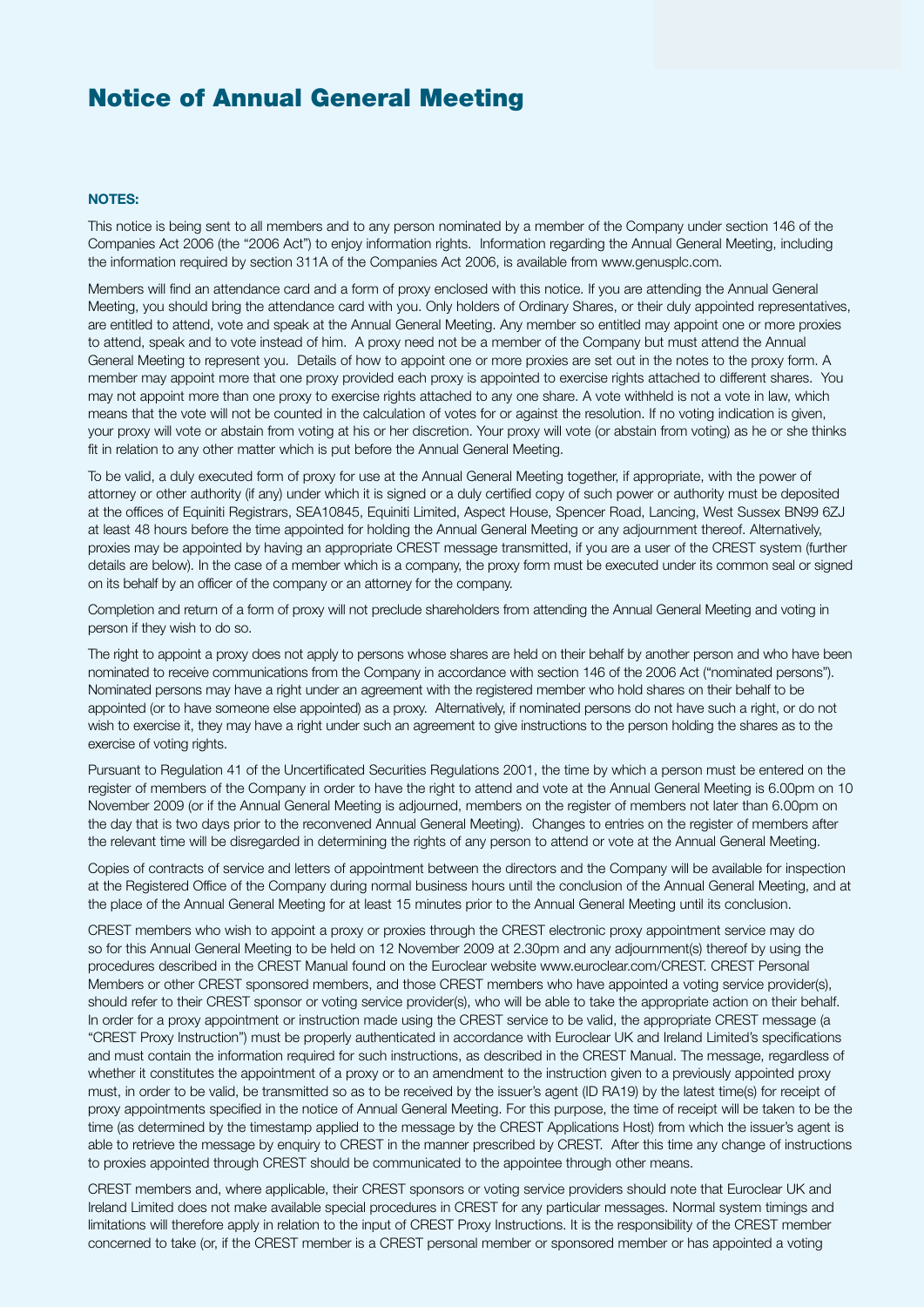# Notice of Annual General Meeting

**NOTES:**

This notice is being sent to all members and to any person nominated by a member of the Company under section 146 of the Companies Act 2006 (the "2006 Act") to enjoy information rights. Information regarding the Annual General Meeting, including the information required by section 311A of the Companies Act 2006, is available from www.genusplc.com.

Members will find an attendance card and a form of proxy enclosed with this notice. If you are attending the Annual General Meeting, you should bring the attendance card with you. Only holders of Ordinary Shares, or their duly appointed representatives, are entitled to attend, vote and speak at the Annual General Meeting. Any member so entitled may appoint one or more proxies to attend, speak and to vote instead of him. A proxy need not be a member of the Company but must attend the Annual General Meeting to represent you. Details of how to appoint one or more proxies are set out in the notes to the proxy form. A member may appoint more that one proxy provided each proxy is appointed to exercise rights attached to different shares. You may not appoint more than one proxy to exercise rights attached to any one share. A vote withheld is not a vote in law, which means that the vote will not be counted in the calculation of votes for or against the resolution. If no voting indication is given, your proxy will vote or abstain from voting at his or her discretion. Your proxy will vote (or abstain from voting) as he or she thinks fit in relation to any other matter which is put before the Annual General Meeting.

To be valid, a duly executed form of proxy for use at the Annual General Meeting together, if appropriate, with the power of attorney or other authority (if any) under which it is signed or a duly certified copy of such power or authority must be deposited at the offices of Equiniti Registrars, SEA10845, Equiniti Limited, Aspect House, Spencer Road, Lancing, West Sussex BN99 6ZJ at least 48 hours before the time appointed for holding the Annual General Meeting or any adjournment thereof. Alternatively, proxies may be appointed by having an appropriate CREST message transmitted, if you are a user of the CREST system (further details are below). In the case of a member which is a company, the proxy form must be executed under its common seal or signed on its behalf by an officer of the company or an attorney for the company.

Completion and return of a form of proxy will not preclude shareholders from attending the Annual General Meeting and voting in person if they wish to do so.

The right to appoint a proxy does not apply to persons whose shares are held on their behalf by another person and who have been nominated to receive communications from the Company in accordance with section 146 of the 2006 Act ("nominated persons"). Nominated persons may have a right under an agreement with the registered member who hold shares on their behalf to be appointed (or to have someone else appointed) as a proxy. Alternatively, if nominated persons do not have such a right, or do not wish to exercise it, they may have a right under such an agreement to give instructions to the person holding the shares as to the exercise of voting rights.

Pursuant to Regulation 41 of the Uncertificated Securities Regulations 2001, the time by which a person must be entered on the register of members of the Company in order to have the right to attend and vote at the Annual General Meeting is 6.00pm on 10 November 2009 (or if the Annual Meeting is adjourned, members on the register of members not later than 6.00pm on the day that is two days prior to the reconvened Annual General Meeting). Changes to entries on the register of members after the relevant time will be disregarded in determining the rights of any person to attend or vote at the Annual General Meeting.

Copies of contracts of service and letters of appointment between the directors and the Company will be available for inspection at the Registered Office of the Company during normal business hours until the conclusion of the Annual General Meeting, and at the place of the Annual General Meeting for at least 15 minutes prior to the Annual General Meeting until its conclusion.

CREST members who wish to appoint a proxy or proxies through the CREST electronic proxy appointment service may do so for this Annual General Meeting to be held on 12 November 2009 at 2.30pm and any adjournment(s) thereof by using the procedures described in the CREST Manual found on the Euroclear website www.euroclear.com/CREST. CREST Personal Members or other CREST sponsored members, and those CREST members who have appointed a voting service provider(s), should refer to their CREST sponsor or voting service provider(s), who will be able to take the appropriate action on their behalf. In order for a proxy appointment or instruction made using the CREST service to be valid, the appropriate CREST message (a "CREST Proxy Instruction") must be properly authenticated in accordance with Euroclear UK and Ireland Limited's specifications and must contain the information required for such instructions, as described in the CREST Manual. The message, regardless of whether it constitutes the appointment of a proxy or to an amendment to the instruction given to a previously appointed proxy must, in order to be valid, be transmitted so as to be received by the issuer's agent (ID RA19) by the latest time(s) for receipt of proxy appointments specified in the notice of Annual General Meeting. For this purpose, the time of receipt will be taken to be the time (as determined by the timestamp applied to the message by the CREST Applications Host) from which the issuer's agent is able to retrieve the message by enquiry to CREST in the manner prescribed by CREST. After this time any change of instructions to proxies appointed through CREST should be communicated to the appointee through other means.

CREST members and, where applicable, their CREST sponsors or voting service providers should note that Euroclear UK and Ireland Limited does not make available special procedures in CREST for any particular messages. Normal system timings and limitations will therefore apply in relation to the input of CREST Proxy Instructions. It is the responsibility of the CREST member concerned to take (or, if the CREST member is a CREST personal member or sponsored member or has appointed a voting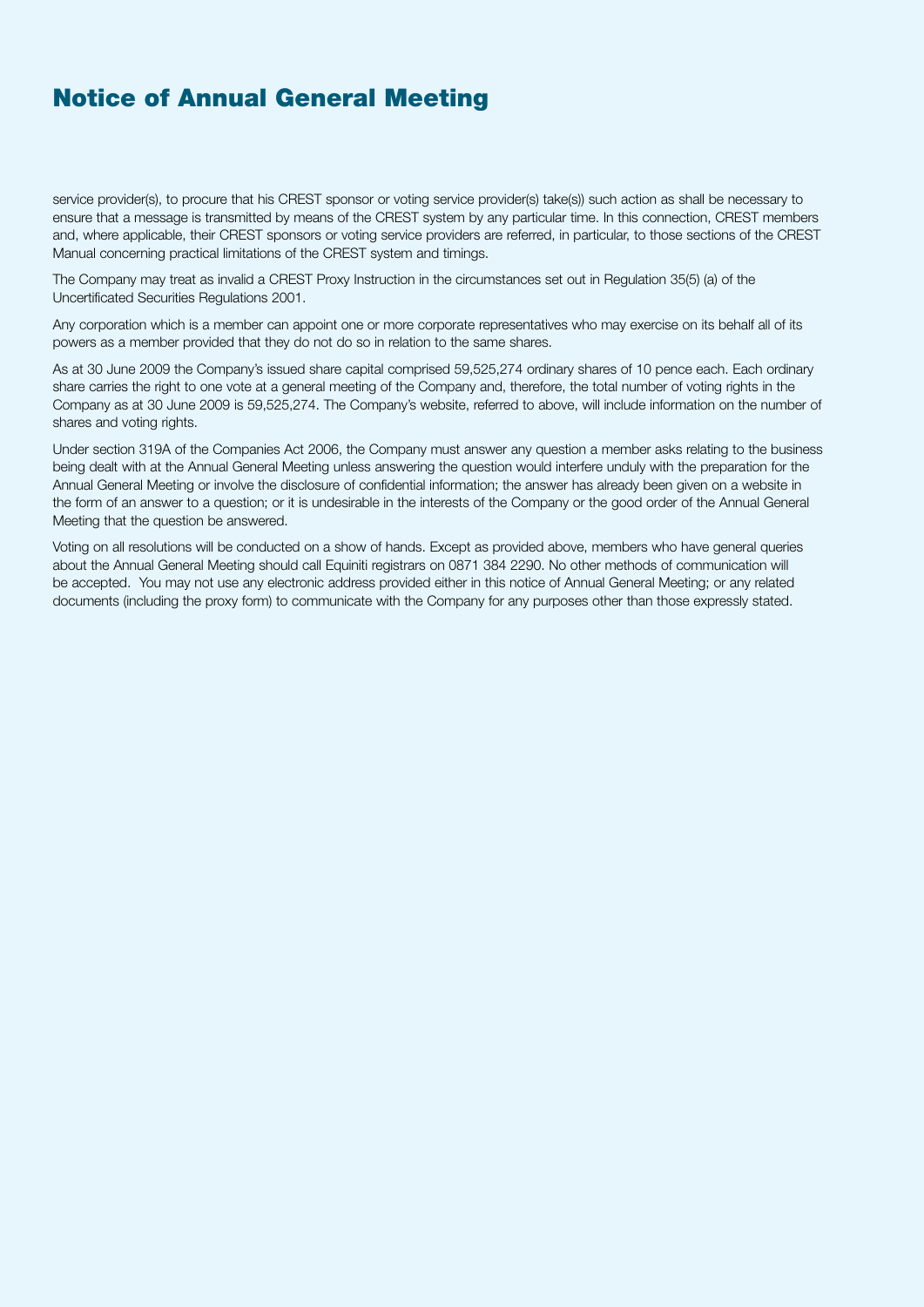# Notice of Annual General Meeting

service provider(s), to procure that his CREST sponsor or voting service provider(s) take(s)) such action as shall be necessary to ensure that a message is transmitted by means of the CREST system by any particular time. In this connection, CREST members and, where applicable, their CREST sponsors or voting service providers are referred, in particular, to those sections of the CREST Manual concerning practical limitations of the CREST system and timings.

The Company may treat as invalid a CREST Proxy Instruction in the circumstances set out in Regulation 35(5) (a) of the Uncertificated Securities Regulations 2001.

Any corporation which is a member can appoint one or more corporate representatives who may exercise on its behalf all of its powers as a member provided that they do not do so in relation to the same shares.

As at 30 June 2009 the Company's issued share capital comprised 59,525,274 ordinary shares of 10 pence each. Each ordinary share carries the right to one vote at a general meeting of the Company and, therefore, the total number of voting rights in the Company as at 30 June 2009 is 59,525,274. The Company's website, referred to above, will include information on the number of shares and voting rights.

Under section 319A of the Companies Act 2006, the Company must answer any question a member asks relating to the business being dealt with at the Annual General Meeting unless answering the question would interfere unduly with the preparation for the Annual General Meeting or involve the disclosure of confidential information; the answer has already been given on a website in the form of an answer to a question; or it is undesirable in the interests of the Company or the good order of the Annual General Meeting that the question be answered.

Voting on all resolutions will be conducted on a show of hands. Except as provided above, members who have general queries about the Annual General Meeting should call Equiniti registrars on 0871 384 2290. No other methods of communication will be accepted. You may not use any electronic address provided either in this notice of Annual General Meeting; or any related documents (including the proxy form) to communicate with the Company for any purposes other than those expressly stated.